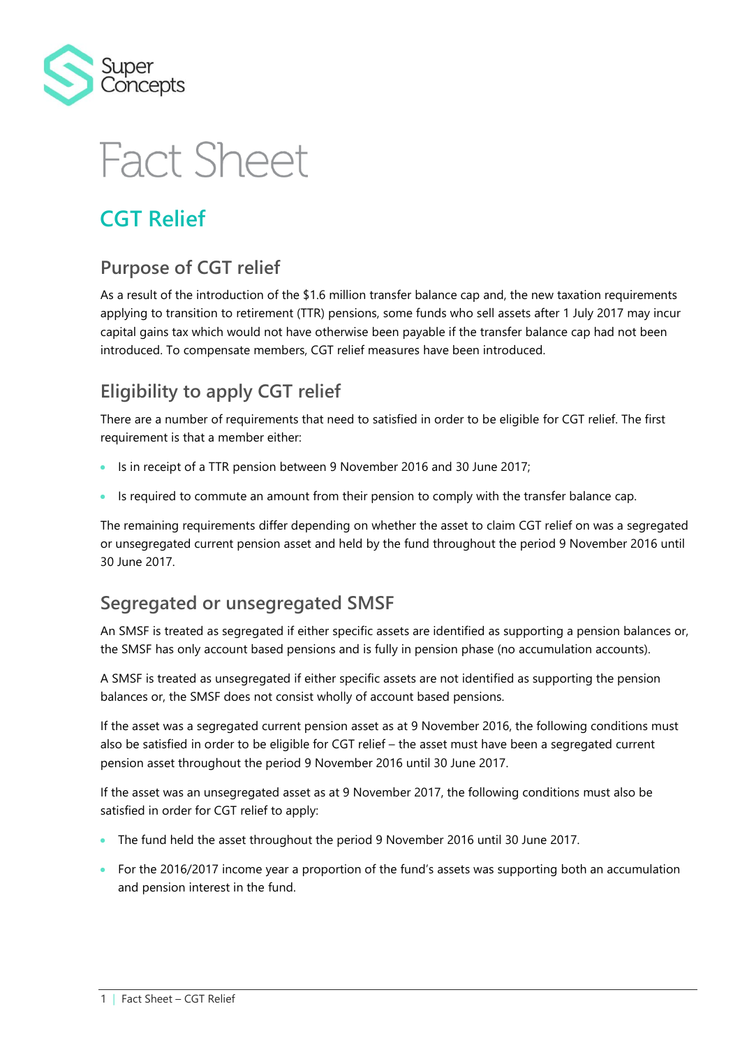Super Concepts

# Fact Sheet

## CGT Relief

### Purpose of CGT relief

As a result of the introduction of the $1.6 million transfer balance cap and, the new taxation requirements applying to transition to retirement (TTR) pensions, some funds who sell assets after 1 July 2017 may incur capital gains tax which would not have otherwise been payable if the transfer balance cap had not been introduced. To compensate members, CGT relief measures have been introduced.

### Eligibility to apply CGT relief

There are a number of requirements that need to satisfied in order to be eligible for CGT relief. The first requirement is that a member either:

- Is in receipt of a TTR pension between 9 November 2016 and 30 June 2017;
- Is required to commute an amount from their pension to comply with the transfer balance cap.

The remaining requirements differ depending on whether the asset to claim CGT relief on was a segregated or unsegregated current pension asset and held by the fund throughout the period 9 November 2016 until 30 June 2017.

### Segregated or unsegregated SMSF

An SMSF is treated as segregated if either specific assets are identified as supporting a pension balances or, the SMSF has only account based pensions and is fully in pension phase (no accumulation accounts).

A SMSF is treated as unsegregated if either specific assets are not identified as supporting the pension balances or, the SMSF does not consist wholly of account based pensions.

If the asset was a segregated current pension asset as at 9 November 2016, the following conditions must also be satisfied in order to be eligible for CGT relief – the asset must have been a segregated current pension asset throughout the period 9 November 2016 until 30 June 2017.

If the asset was an unsegregated asset as at 9 November 2017, the following conditions must also be satisfied in order for CGT relief to apply:

- The fund held the asset throughout the period 9 November 2016 until 30 June 2017.
- For the 2016/2017 income year a proportion of the fund's assets was supporting both an accumulation and pension interest in the fund.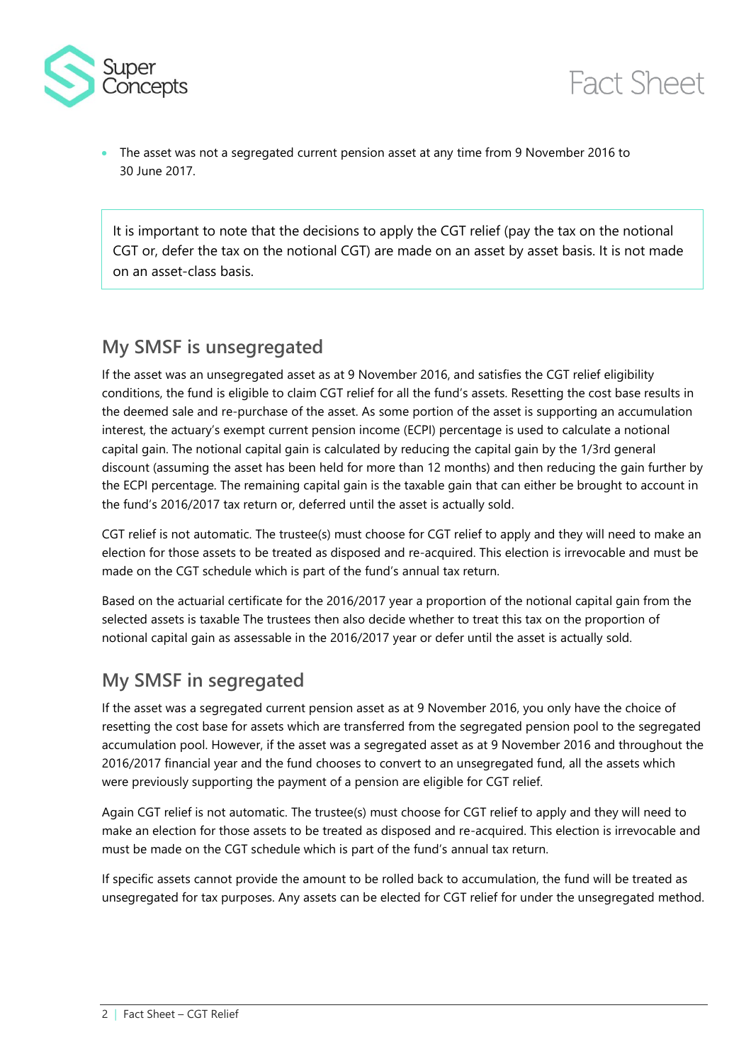- The asset was not a segregated current pension asset at any time from 9 November 2016 to 30 June 2017.

> It is important to note that the decisions to apply the CGT relief (pay the tax on the notional CGT or, defer the tax on the notional CGT) are made on an asset by asset basis. It is not made on an asset-class basis.

## My SMSF is unsegregated

If the asset was an unsegregated asset as at 9 November 2016, and satisfies the CGT relief eligibility conditions, the fund is eligible to claim CGT relief for all the fund's assets. Resetting the cost base results in the deemed sale and re-purchase of the asset. As some portion of the asset is supporting an accumulation interest, the actuary's exempt current pension income (ECPI) percentage is used to calculate a notional capital gain. The notional capital gain is calculated by reducing the capital gain by the 1/3rd general discount (assuming the asset has been held for more than 12 months) and then reducing the gain further by the ECPI percentage. The remaining capital gain is the taxable gain that can either be brought to account in the fund's 2016/2017 tax return or, deferred until the asset is actually sold.

CGT relief is not automatic. The trustee(s) must choose for CGT relief to apply and they will need to make an election for those assets to be treated as disposed and re-acquired. This election is irrevocable and must be made on the CGT schedule which is part of the fund's annual tax return.

Based on the actuarial certificate for the 2016/2017 year a proportion of the notional capital gain from the selected assets is taxable The trustees then also decide whether to treat this tax on the proportion of notional capital gain as assessable in the 2016/2017 year or defer until the asset is actually sold.

## My SMSF in segregated

If the asset was a segregated current pension asset as at 9 November 2016, you only have the choice of resetting the cost base for assets which are transferred from the segregated pension pool to the segregated accumulation pool. However, if the asset was a segregated asset as at 9 November 2016 and throughout the 2016/2017 financial year and the fund chooses to convert to an unsegregated fund, all the assets which were previously supporting the payment of a pension are eligible for CGT relief.

Again CGT relief is not automatic. The trustee(s) must choose for CGT relief to apply and they will need to make an election for those assets to be treated as disposed and re-acquired. This election is irrevocable and must be made on the CGT schedule which is part of the fund's annual tax return.

If specific assets cannot provide the amount to be rolled back to accumulation, the fund will be treated as unsegregated for tax purposes. Any assets can be elected for CGT relief for under the unsegregated method.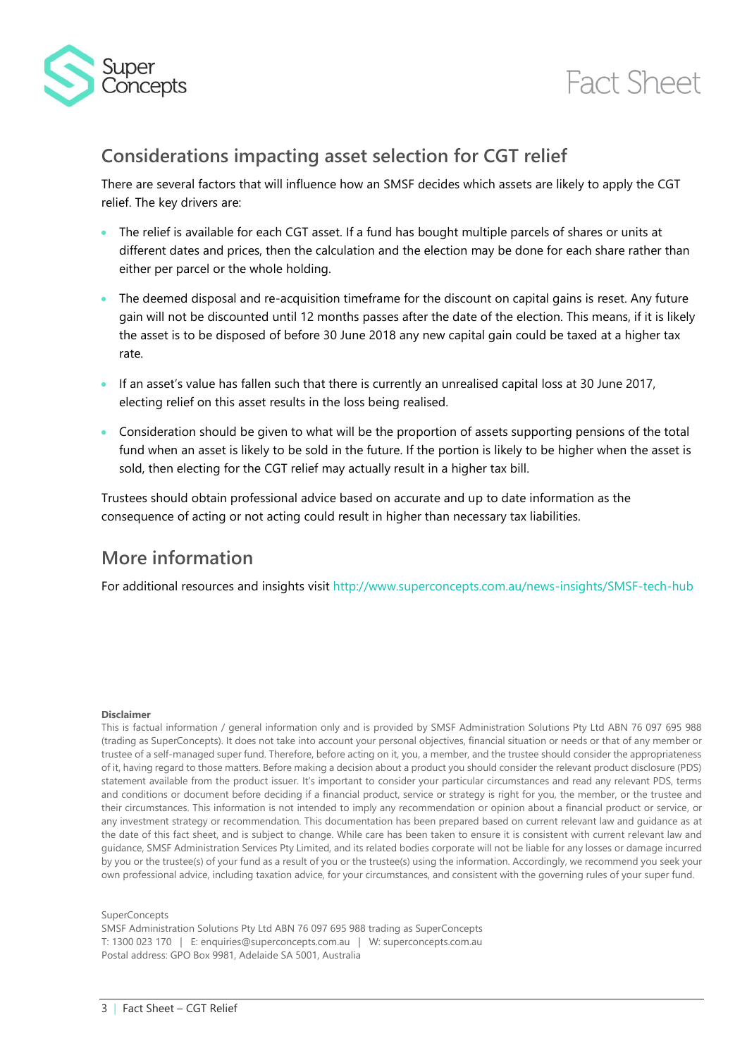## Considerations impacting asset selection for CGT relief

There are several factors that will influence how an SMSF decides which assets are likely to apply the CGT relief. The key drivers are:

- The relief is available for each CGT asset. If a fund has bought multiple parcels of shares or units at different dates and prices, then the calculation and the election may be done for each share rather than either per parcel or the whole holding.
- The deemed disposal and re-acquisition timeframe for the discount on capital gains is reset. Any future gain will not be discounted until 12 months passes after the date of the election. This means, if it is likely the asset is to be disposed of before 30 June 2018 any new capital gain could be taxed at a higher tax rate.
- If an asset's value has fallen such that there is currently an unrealised capital loss at 30 June 2017, electing relief on this asset results in the loss being realised.
- Consideration should be given to what will be the proportion of assets supporting pensions of the total fund when an asset is likely to be sold in the future. If the portion is likely to be higher when the asset is sold, then electing for the CGT relief may actually result in a higher tax bill.

Trustees should obtain professional advice based on accurate and up to date information as the consequence of acting or not acting could result in higher than necessary tax liabilities.

## More information

For additional resources and insights visit http://www.superconcepts.com.au/news-insights/SMSF-tech-hub

**Disclaimer**

This is factual information / general information only and is provided by SMSF Administration Solutions Pty Ltd ABN 76 097 695 988 (trading as SuperConcepts). It does not take into account your personal objectives, financial situation or needs or that of any member or trustee of a self-managed super fund. Therefore, before acting on it, you, a member, and the trustee should consider the appropriateness of it, having regard to those matters. Before making a decision about a product you should consider the relevant product disclosure (PDS) statement available from the product issuer. It's important to consider your particular circumstances and read any relevant PDS, terms and conditions or document before deciding if a financial product, service or strategy is right for you, the member, or the trustee and their circumstances. This information is not intended to imply any recommendation or opinion about a financial product or service, or any investment strategy or recommendation. This documentation has been prepared based on current relevant law and guidance as at the date of this fact sheet, and is subject to change. While care has been taken to ensure it is consistent with current relevant law and guidance, SMSF Administration Services Pty Limited, and its related bodies corporate will not be liable for any losses or damage incurred by you or the trustee(s) of your fund as a result of you or the trustee(s) using the information. Accordingly, we recommend you seek your own professional advice, including taxation advice, for your circumstances, and consistent with the governing rules of your super fund.

SuperConcepts
SMSF Administration Solutions Pty Ltd ABN 76 097 695 988 trading as SuperConcepts
T: 1300 023 170 | E: enquiries@superconcepts.com.au | W: superconcepts.com.au
Postal address: GPO Box 9981, Adelaide SA 5001, Australia